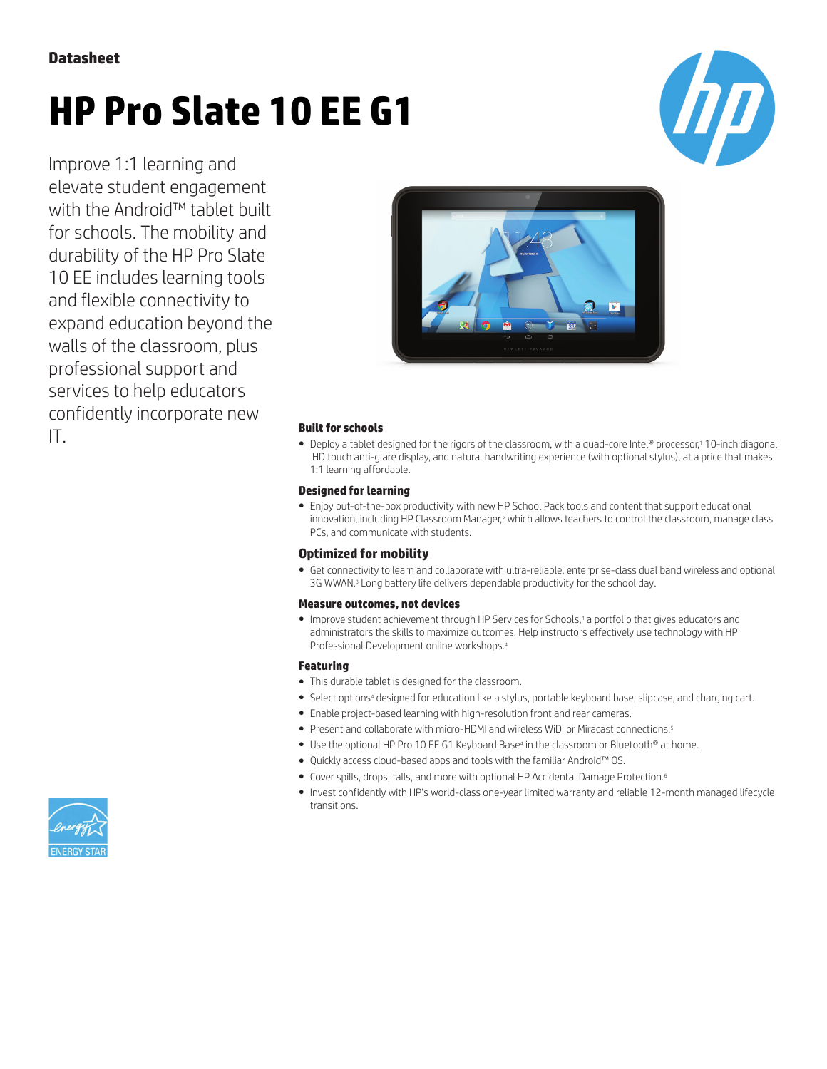Datasheet

# HP Pro Slate 10 EE G1

Improve 1:1 learning and elevate student engagement with the Android™ tablet built for schools. The mobility and durability of the HP Pro Slate 10 EE includes learning tools and flexible connectivity to expand education beyond the walls of the classroom, plus professional support and services to help educators confidently incorporate new IT.

### Built for schools

- Deploy a tablet designed for the rigors of the classroom, with a quad-core Intel® processor,[1] 10-inch diagonal HD touch anti-glare display, and natural handwriting experience (with optional stylus), at a price that makes 1:1 learning affordable.

### Designed for learning

- Enjoy out-of-the-box productivity with new HP School Pack tools and content that support educational innovation, including HP Classroom Manager,[2] which allows teachers to control the classroom, manage class PCs, and communicate with students.

### Optimized for mobility

- Get connectivity to learn and collaborate with ultra-reliable, enterprise-class dual band wireless and optional 3G WWAN.[3] Long battery life delivers dependable productivity for the school day.

### Measure outcomes, not devices

- Improve student achievement through HP Services for Schools,[4] a portfolio that gives educators and administrators the skills to maximize outcomes. Help instructors effectively use technology with HP Professional Development online workshops.[4]

### Featuring

- This durable tablet is designed for the classroom.
- Select options[4] designed for education like a stylus, portable keyboard base, slipcase, and charging cart.
- Enable project-based learning with high-resolution front and rear cameras.
- Present and collaborate with micro-HDMI and wireless WiDi or Miracast connections.[5]
- Use the optional HP Pro 10 EE G1 Keyboard Base[4] in the classroom or Bluetooth® at home.
- Quickly access cloud-based apps and tools with the familiar Android™ OS.
- Cover spills, drops, falls, and more with optional HP Accidental Damage Protection.[6]
- Invest confidently with HP's world-class one-year limited warranty and reliable 12-month managed lifecycle transitions.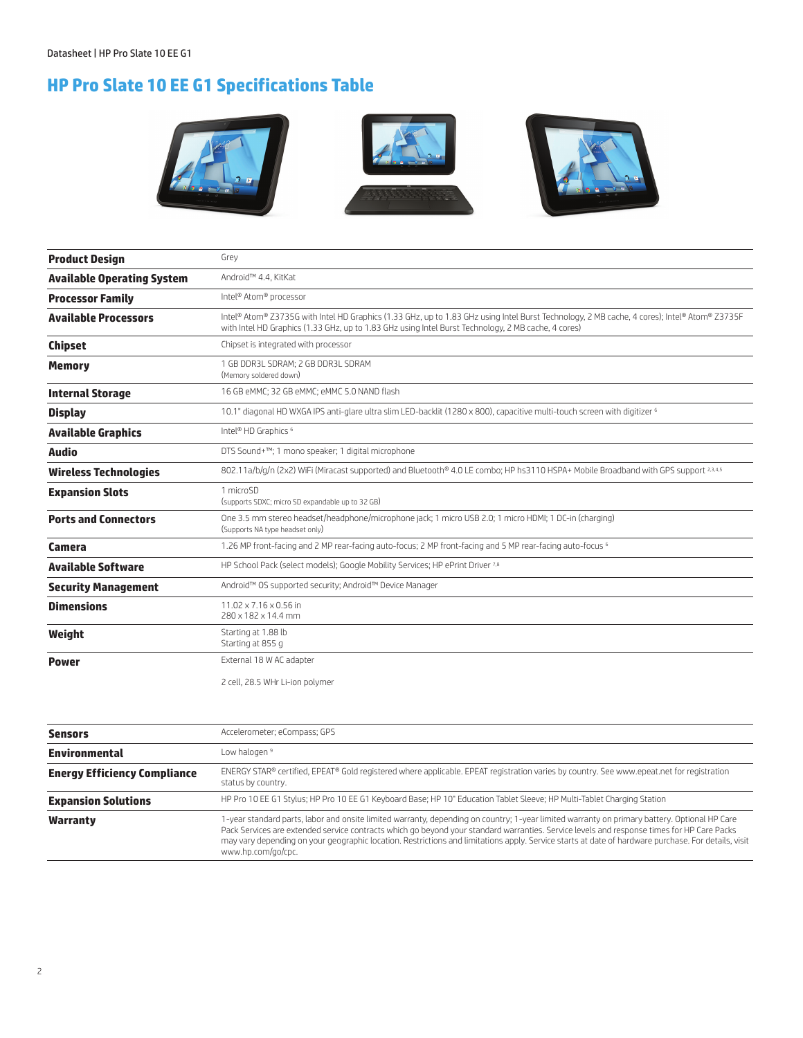## HP Pro Slate 10 EE G1 Specifications Table

| | |
|---|---|
| **Product Design** | Grey |
| **Available Operating System** | Android™ 4.4, KitKat |
| **Processor Family** | Intel® Atom® processor |
| **Available Processors** | Intel® Atom® Z3735G with Intel HD Graphics (1.33 GHz, up to 1.83 GHz using Intel Burst Technology, 2 MB cache, 4 cores); Intel® Atom® Z3735F with Intel HD Graphics (1.33 GHz, up to 1.83 GHz using Intel Burst Technology, 2 MB cache, 4 cores) |
| **Chipset** | Chipset is integrated with processor |
| **Memory** | 1 GB DDR3L SDRAM; 2 GB DDR3L SDRAM<br>(Memory soldered down) |
| **Internal Storage** | 16 GB eMMC; 32 GB eMMC; eMMC 5.0 NAND flash |
| **Display** | 10.1" diagonal HD WXGA IPS anti-glare ultra slim LED-backlit (1280 x 800), capacitive multi-touch screen with digitizer [6] |
| **Available Graphics** | Intel® HD Graphics [6] |
| **Audio** | DTS Sound+™; 1 mono speaker; 1 digital microphone |
| **Wireless Technologies** | 802.11a/b/g/n (2x2) WiFi (Miracast supported) and Bluetooth® 4.0 LE combo; HP hs3110 HSPA+ Mobile Broadband with GPS support [2,3,4,5] |
| **Expansion Slots** | 1 microSD<br>(supports SDXC; micro SD expandable up to 32 GB) |
| **Ports and Connectors** | One 3.5 mm stereo headset/headphone/microphone jack; 1 micro USB 2.0; 1 micro HDMI; 1 DC-in (charging)<br>(Supports NA type headset only) |
| **Camera** | 1.26 MP front-facing and 2 MP rear-facing auto-focus; 2 MP front-facing and 5 MP rear-facing auto-focus [6] |
| **Available Software** | HP School Pack (select models); Google Mobility Services; HP ePrint Driver [7,8] |
| **Security Management** | Android™ OS supported security; Android™ Device Manager |
| **Dimensions** | 11.02 x 7.16 x 0.56 in<br>280 x 182 x 14.4 mm |
| **Weight** | Starting at 1.88 lb<br>Starting at 855 g |
| **Power** | External 18 W AC adapter<br><br>2 cell, 28.5 WHr Li-ion polymer |
| **Sensors** | Accelerometer; eCompass; GPS |
| **Environmental** | Low halogen [9] |
| **Energy Efficiency Compliance** | ENERGY STAR® certified, EPEAT® Gold registered where applicable. EPEAT registration varies by country. See www.epeat.net for registration status by country. |
| **Expansion Solutions** | HP Pro 10 EE G1 Stylus; HP Pro 10 EE G1 Keyboard Base; HP 10" Education Tablet Sleeve; HP Multi-Tablet Charging Station |
| **Warranty** | 1-year standard parts, labor and onsite limited warranty, depending on country; 1-year limited warranty on primary battery. Optional HP Care Pack Services are extended service contracts which go beyond your standard warranties. Service levels and response times for HP Care Packs may vary depending on your geographic location. Restrictions and limitations apply. Service starts at date of hardware purchase. For details, visit www.hp.com/go/cpc. |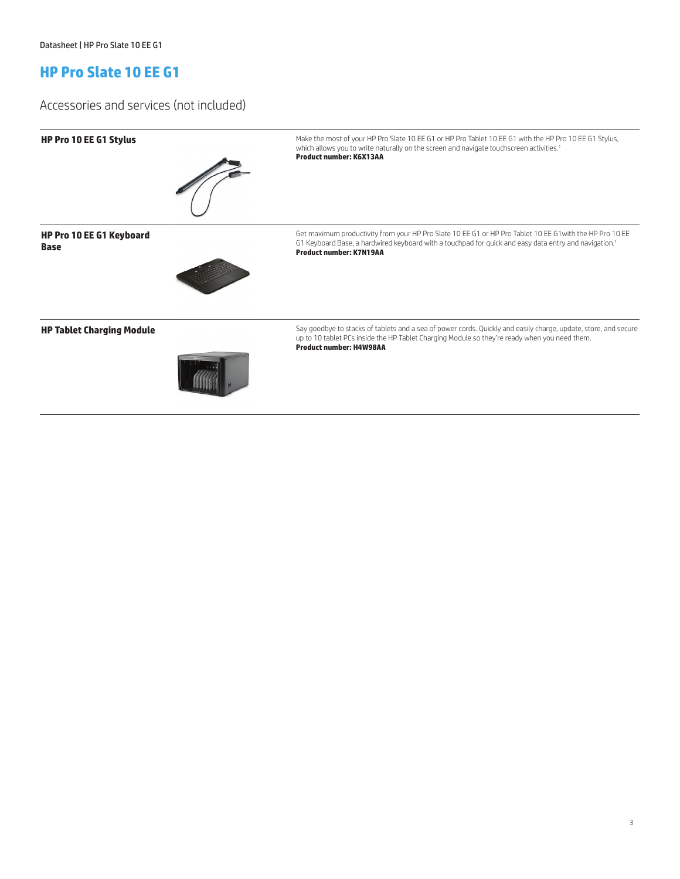# HP Pro Slate 10 EE G1

## Accessories and services (not included)

| | |
|---|---|
| **HP Pro 10 EE G1 Stylus** | Make the most of your HP Pro Slate 10 EE G1 or HP Pro Tablet 10 EE G1 with the HP Pro 10 EE G1 Stylus, which allows you to write naturally on the screen and navigate touchscreen activities.[1] **Product number: K6X13AA** |
| **HP Pro 10 EE G1 Keyboard Base** | Get maximum productivity from your HP Pro Slate 10 EE G1 or HP Pro Tablet 10 EE G1with the HP Pro 10 EE G1 Keyboard Base, a hardwired keyboard with a touchpad for quick and easy data entry and navigation.[1] **Product number: K7N19AA** |
| **HP Tablet Charging Module** | Say goodbye to stacks of tablets and a sea of power cords. Quickly and easily charge, update, store, and secure up to 10 tablet PCs inside the HP Tablet Charging Module so they're ready when you need them. **Product number: H4W98AA** |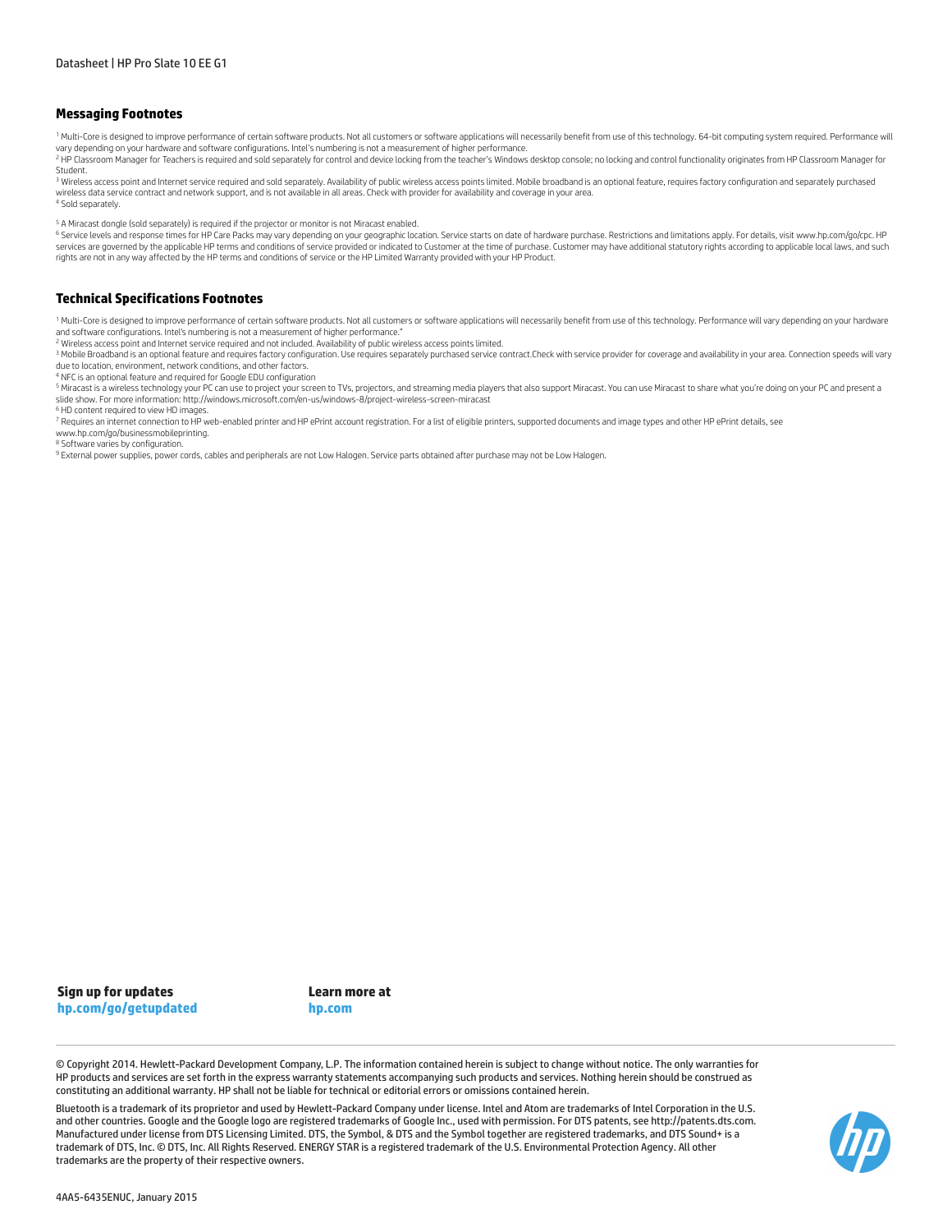## Messaging Footnotes

[1] Multi-Core is designed to improve performance of certain software products. Not all customers or software applications will necessarily benefit from use of this technology. 64-bit computing system required. Performance will vary depending on your hardware and software configurations. Intel's numbering is not a measurement of higher performance.
[2] HP Classroom Manager for Teachers is required and sold separately for control and device locking from the teacher's Windows desktop console; no locking and control functionality originates from HP Classroom Manager for Student.
[3] Wireless access point and Internet service required and sold separately. Availability of public wireless access points limited. Mobile broadband is an optional feature, requires factory configuration and separately purchased wireless data service contract and network support, and is not available in all areas. Check with provider for availability and coverage in your area.
[4] Sold separately.

[5] A Miracast dongle (sold separately) is required if the projector or monitor is not Miracast enabled.
[6] Service levels and response times for HP Care Packs may vary depending on your geographic location. Service starts on date of hardware purchase. Restrictions and limitations apply. For details, visit www.hp.com/go/cpc. HP services are governed by the applicable HP terms and conditions of service provided or indicated to Customer at the time of purchase. Customer may have additional statutory rights according to applicable local laws, and such rights are not in any way affected by the HP terms and conditions of service or the HP Limited Warranty provided with your HP Product.

## Technical Specifications Footnotes

[1] Multi-Core is designed to improve performance of certain software products. Not all customers or software applications will necessarily benefit from use of this technology. Performance will vary depending on your hardware and software configurations. Intel's numbering is not a measurement of higher performance."
[2] Wireless access point and Internet service required and not included. Availability of public wireless access points limited.
[3] Mobile Broadband is an optional feature and requires factory configuration. Use requires separately purchased service contract.Check with service provider for coverage and availability in your area. Connection speeds will vary due to location, environment, network conditions, and other factors.
[4] NFC is an optional feature and required for Google EDU configuration
[5] Miracast is a wireless technology your PC can use to project your screen to TVs, projectors, and streaming media players that also support Miracast. You can use Miracast to share what you're doing on your PC and present a slide show. For more information: http://windows.microsoft.com/en-us/windows-8/project-wireless-screen-miracast
[6] HD content required to view HD images.
[7] Requires an internet connection to HP web-enabled printer and HP ePrint account registration. For a list of eligible printers, supported documents and image types and other HP ePrint details, see www.hp.com/go/businessmobileprinting.
[8] Software varies by configuration.
[9] External power supplies, power cords, cables and peripherals are not Low Halogen. Service parts obtained after purchase may not be Low Halogen.

**Sign up for updates**
**hp.com/go/getupdated**

**Learn more at**
**hp.com**

© Copyright 2014. Hewlett-Packard Development Company, L.P. The information contained herein is subject to change without notice. The only warranties for HP products and services are set forth in the express warranty statements accompanying such products and services. Nothing herein should be construed as constituting an additional warranty. HP shall not be liable for technical or editorial errors or omissions contained herein.

Bluetooth is a trademark of its proprietor and used by Hewlett-Packard Company under license. Intel and Atom are trademarks of Intel Corporation in the U.S. and other countries. Google and the Google logo are registered trademarks of Google Inc., used with permission. For DTS patents, see http://patents.dts.com. Manufactured under license from DTS Licensing Limited. DTS, the Symbol, & DTS and the Symbol together are registered trademarks, and DTS Sound+ is a trademark of DTS, Inc. © DTS, Inc. All Rights Reserved. ENERGY STAR is a registered trademark of the U.S. Environmental Protection Agency. All other trademarks are the property of their respective owners.

4AA5-6435ENUC, January 2015